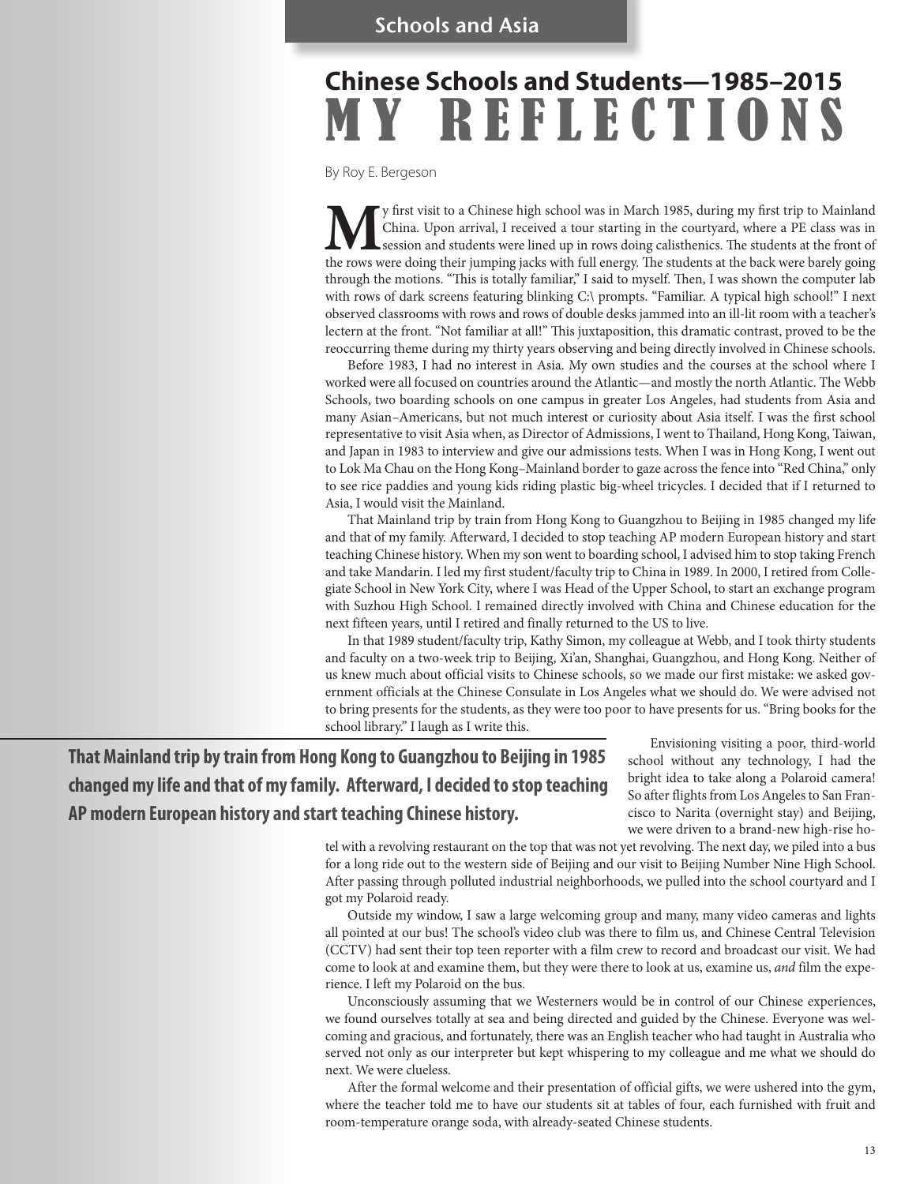Schools and Asia

# Chinese Schools and Students—1985–2015 MY REFLECTIONS

By Roy E. Bergeson

My first visit to a Chinese high school was in March 1985, during my first trip to Mainland China. Upon arrival, I received a tour starting in the courtyard, where a PE class was in session and students were lined up in rows doing calisthenics. The students at the front of the rows were doing their jumping jacks with full energy. The students at the back were barely going through the motions. "This is totally familiar," I said to myself. Then, I was shown the computer lab with rows of dark screens featuring blinking C:\ prompts. "Familiar. A typical high school!" I next observed classrooms with rows and rows of double desks jammed into an ill-lit room with a teacher's lectern at the front. "Not familiar at all!" This juxtaposition, this dramatic contrast, proved to be the reoccurring theme during my thirty years observing and being directly involved in Chinese schools.

Before 1983, I had no interest in Asia. My own studies and the courses at the school where I worked were all focused on countries around the Atlantic—and mostly the north Atlantic. The Webb Schools, two boarding schools on one campus in greater Los Angeles, had students from Asia and many Asian–Americans, but not much interest or curiosity about Asia itself. I was the first school representative to visit Asia when, as Director of Admissions, I went to Thailand, Hong Kong, Taiwan, and Japan in 1983 to interview and give our admissions tests. When I was in Hong Kong, I went out to Lok Ma Chau on the Hong Kong–Mainland border to gaze across the fence into "Red China," only to see rice paddies and young kids riding plastic big-wheel tricycles. I decided that if I returned to Asia, I would visit the Mainland.

That Mainland trip by train from Hong Kong to Guangzhou to Beijing in 1985 changed my life and that of my family. Afterward, I decided to stop teaching AP modern European history and start teaching Chinese history. When my son went to boarding school, I advised him to stop taking French and take Mandarin. I led my first student/faculty trip to China in 1989. In 2000, I retired from Collegiate School in New York City, where I was Head of the Upper School, to start an exchange program with Suzhou High School. I remained directly involved with China and Chinese education for the next fifteen years, until I retired and finally returned to the US to live.

In that 1989 student/faculty trip, Kathy Simon, my colleague at Webb, and I took thirty students and faculty on a two-week trip to Beijing, Xi'an, Shanghai, Guangzhou, and Hong Kong. Neither of us knew much about official visits to Chinese schools, so we made our first mistake: we asked government officials at the Chinese Consulate in Los Angeles what we should do. We were advised not to bring presents for the students, as they were too poor to have presents for us. "Bring books for the school library." I laugh as I write this.

**That Mainland trip by train from Hong Kong to Guangzhou to Beijing in 1985 changed my life and that of my family. Afterward, I decided to stop teaching AP modern European history and start teaching Chinese history.**

Envisioning visiting a poor, third-world school without any technology, I had the bright idea to take along a Polaroid camera! So after flights from Los Angeles to San Francisco to Narita (overnight stay) and Beijing, we were driven to a brand-new high-rise hotel with a revolving restaurant on the top that was not yet revolving. The next day, we piled into a bus for a long ride out to the western side of Beijing and our visit to Beijing Number Nine High School. After passing through polluted industrial neighborhoods, we pulled into the school courtyard and I got my Polaroid ready.

Outside my window, I saw a large welcoming group and many, many video cameras and lights all pointed at our bus! The school's video club was there to film us, and Chinese Central Television (CCTV) had sent their top teen reporter with a film crew to record and broadcast our visit. We had come to look at and examine them, but they were there to look at us, examine us, *and* film the experience. I left my Polaroid on the bus.

Unconsciously assuming that we Westerners would be in control of our Chinese experiences, we found ourselves totally at sea and being directed and guided by the Chinese. Everyone was welcoming and gracious, and fortunately, there was an English teacher who had taught in Australia who served not only as our interpreter but kept whispering to my colleague and me what we should do next. We were clueless.

After the formal welcome and their presentation of official gifts, we were ushered into the gym, where the teacher told me to have our students sit at tables of four, each furnished with fruit and room-temperature orange soda, with already-seated Chinese students.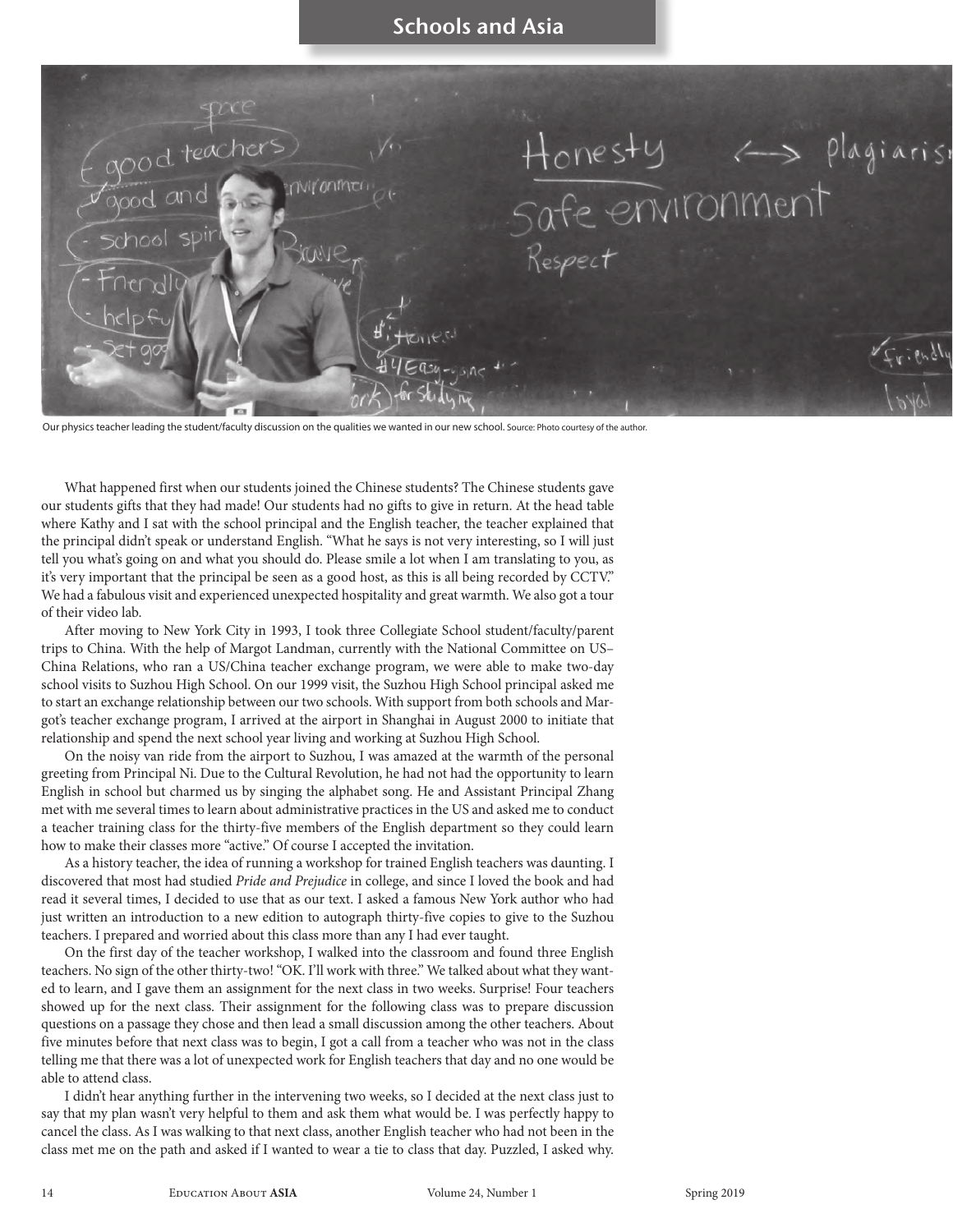Our physics teacher leading the student/faculty discussion on the qualities we wanted in our new school. Source: Photo courtesy of the author.

What happened first when our students joined the Chinese students? The Chinese students gave our students gifts that they had made! Our students had no gifts to give in return. At the head table where Kathy and I sat with the school principal and the English teacher, the teacher explained that the principal didn't speak or understand English. "What he says is not very interesting, so I will just tell you what's going on and what you should do. Please smile a lot when I am translating to you, as it's very important that the principal be seen as a good host, as this is all being recorded by CCTV." We had a fabulous visit and experienced unexpected hospitality and great warmth. We also got a tour of their video lab.

After moving to New York City in 1993, I took three Collegiate School student/faculty/parent trips to China. With the help of Margot Landman, currently with the National Committee on US–China Relations, who ran a US/China teacher exchange program, we were able to make two-day school visits to Suzhou High School. On our 1999 visit, the Suzhou High School principal asked me to start an exchange relationship between our two schools. With support from both schools and Margot's teacher exchange program, I arrived at the airport in Shanghai in August 2000 to initiate that relationship and spend the next school year living and working at Suzhou High School.

On the noisy van ride from the airport to Suzhou, I was amazed at the warmth of the personal greeting from Principal Ni. Due to the Cultural Revolution, he had not had the opportunity to learn English in school but charmed us by singing the alphabet song. He and Assistant Principal Zhang met with me several times to learn about administrative practices in the US and asked me to conduct a teacher training class for the thirty-five members of the English department so they could learn how to make their classes more "active." Of course I accepted the invitation.

As a history teacher, the idea of running a workshop for trained English teachers was daunting. I discovered that most had studied *Pride and Prejudice* in college, and since I loved the book and had read it several times, I decided to use that as our text. I asked a famous New York author who had just written an introduction to a new edition to autograph thirty-five copies to give to the Suzhou teachers. I prepared and worried about this class more than any I had ever taught.

On the first day of the teacher workshop, I walked into the classroom and found three English teachers. No sign of the other thirty-two! "OK. I'll work with three." We talked about what they wanted to learn, and I gave them an assignment for the next class in two weeks. Surprise! Four teachers showed up for the next class. Their assignment for the following class was to prepare discussion questions on a passage they chose and then lead a small discussion among the other teachers. About five minutes before that next class was to begin, I got a call from a teacher who was not in the class telling me that there was a lot of unexpected work for English teachers that day and no one would be able to attend class.

I didn't hear anything further in the intervening two weeks, so I decided at the next class just to say that my plan wasn't very helpful to them and ask them what would be. I was perfectly happy to cancel the class. As I was walking to that next class, another English teacher who had not been in the class met me on the path and asked if I wanted to wear a tie to class that day. Puzzled, I asked why.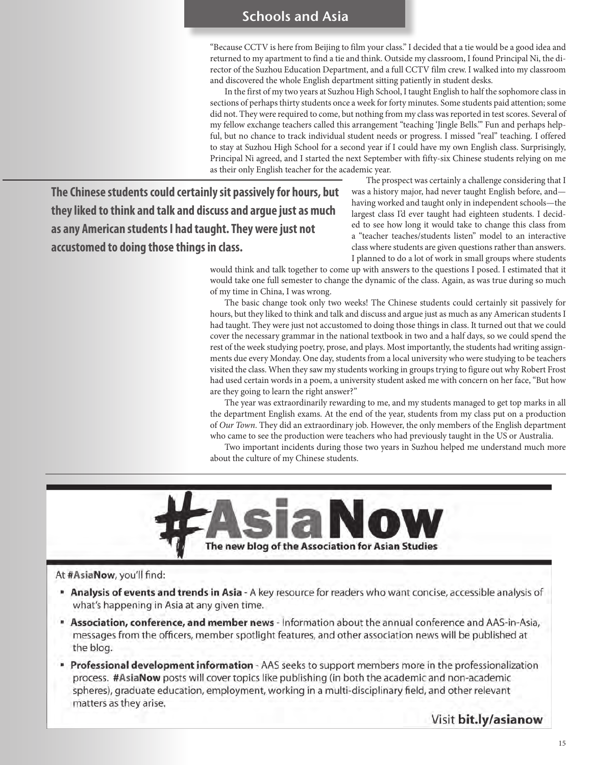"Because CCTV is here from Beijing to film your class." I decided that a tie would be a good idea and returned to my apartment to find a tie and think. Outside my classroom, I found Principal Ni, the director of the Suzhou Education Department, and a full CCTV film crew. I walked into my classroom and discovered the whole English department sitting patiently in student desks.

In the first of my two years at Suzhou High School, I taught English to half the sophomore class in sections of perhaps thirty students once a week for forty minutes. Some students paid attention; some did not. They were required to come, but nothing from my class was reported in test scores. Several of my fellow exchange teachers called this arrangement "teaching 'Jingle Bells.'" Fun and perhaps helpful, but no chance to track individual student needs or progress. I missed "real" teaching. I offered to stay at Suzhou High School for a second year if I could have my own English class. Surprisingly, Principal Ni agreed, and I started the next September with fifty-six Chinese students relying on me as their only English teacher for the academic year.

**The Chinese students could certainly sit passively for hours, but they liked to think and talk and discuss and argue just as much as any American students I had taught. They were just not accustomed to doing those things in class.**

The prospect was certainly a challenge considering that I was a history major, had never taught English before, and—having worked and taught only in independent schools—the largest class I'd ever taught had eighteen students. I decided to see how long it would take to change this class from a "teacher teaches/students listen" model to an interactive class where students are given questions rather than answers. I planned to do a lot of work in small groups where students would think and talk together to come up with answers to the questions I posed. I estimated that it would take one full semester to change the dynamic of the class. Again, as was true during so much of my time in China, I was wrong.

The basic change took only two weeks! The Chinese students could certainly sit passively for hours, but they liked to think and talk and discuss and argue just as much as any American students I had taught. They were just not accustomed to doing those things in class. It turned out that we could cover the necessary grammar in the national textbook in two and a half days, so we could spend the rest of the week studying poetry, prose, and plays. Most importantly, the students had writing assignments due every Monday. One day, students from a local university who were studying to be teachers visited the class. When they saw my students working in groups trying to figure out why Robert Frost had used certain words in a poem, a university student asked me with concern on her face, "But how are they going to learn the right answer?"

The year was extraordinarily rewarding to me, and my students managed to get top marks in all the department English exams. At the end of the year, students from my class put on a production of *Our Town*. They did an extraordinary job. However, the only members of the English department who came to see the production were teachers who had previously taught in the US or Australia.

Two important incidents during those two years in Suzhou helped me understand much more about the culture of my Chinese students.

---

# #AsiaNow

**The new blog of the Association for Asian Studies**

At **#AsiaNow**, you'll find:

- **Analysis of events and trends in Asia** - A key resource for readers who want concise, accessible analysis of what's happening in Asia at any given time.
- **Association, conference, and member news** - Information about the annual conference and AAS-in-Asia, messages from the officers, member spotlight features, and other association news will be published at the blog.
- **Professional development information** - AAS seeks to support members more in the professionalization process. **#AsiaNow** posts will cover topics like publishing (in both the academic and non-academic spheres), graduate education, employment, working in a multi-disciplinary field, and other relevant matters as they arise.

Visit **bit.ly/asianow**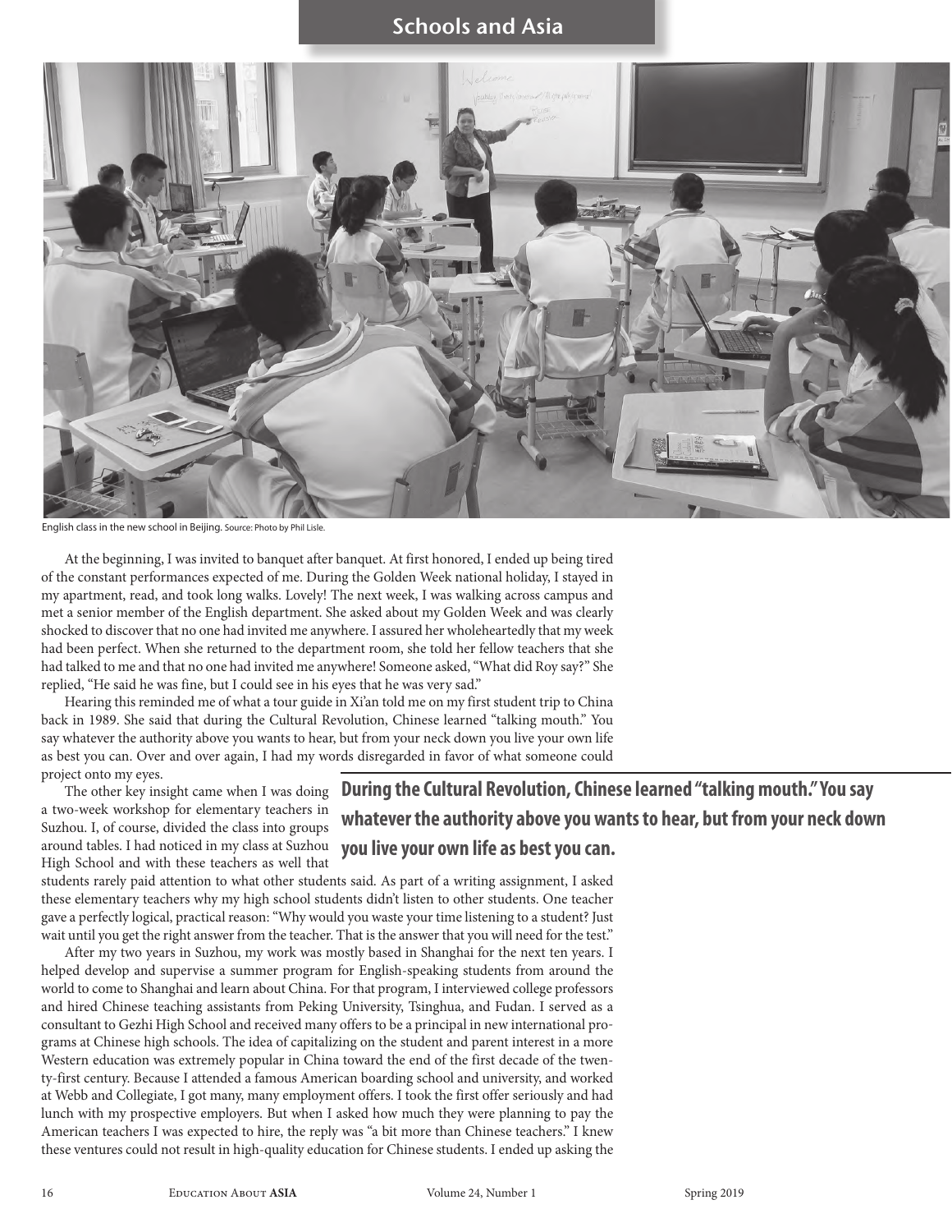English class in the new school in Beijing. Source: Photo by Phil Lisle.

At the beginning, I was invited to banquet after banquet. At first honored, I ended up being tired of the constant performances expected of me. During the Golden Week national holiday, I stayed in my apartment, read, and took long walks. Lovely! The next week, I was walking across campus and met a senior member of the English department. She asked about my Golden Week and was clearly shocked to discover that no one had invited me anywhere. I assured her wholeheartedly that my week had been perfect. When she returned to the department room, she told her fellow teachers that she had talked to me and that no one had invited me anywhere! Someone asked, "What did Roy say?" She replied, "He said he was fine, but I could see in his eyes that he was very sad."

Hearing this reminded me of what a tour guide in Xi'an told me on my first student trip to China back in 1989. She said that during the Cultural Revolution, Chinese learned "talking mouth." You say whatever the authority above you wants to hear, but from your neck down you live your own life as best you can. Over and over again, I had my words disregarded in favor of what someone could project onto my eyes.

**During the Cultural Revolution, Chinese learned "talking mouth." You say whatever the authority above you wants to hear, but from your neck down you live your own life as best you can.**

The other key insight came when I was doing a two-week workshop for elementary teachers in Suzhou. I, of course, divided the class into groups around tables. I had noticed in my class at Suzhou High School and with these teachers as well that students rarely paid attention to what other students said. As part of a writing assignment, I asked these elementary teachers why my high school students didn't listen to other students. One teacher gave a perfectly logical, practical reason: "Why would you waste your time listening to a student? Just wait until you get the right answer from the teacher. That is the answer that you will need for the test."

After my two years in Suzhou, my work was mostly based in Shanghai for the next ten years. I helped develop and supervise a summer program for English-speaking students from around the world to come to Shanghai and learn about China. For that program, I interviewed college professors and hired Chinese teaching assistants from Peking University, Tsinghua, and Fudan. I served as a consultant to Gezhi High School and received many offers to be a principal in new international programs at Chinese high schools. The idea of capitalizing on the student and parent interest in a more Western education was extremely popular in China toward the end of the first decade of the twenty-first century. Because I attended a famous American boarding school and university, and worked at Webb and Collegiate, I got many, many employment offers. I took the first offer seriously and had lunch with my prospective employers. But when I asked how much they were planning to pay the American teachers I was expected to hire, the reply was "a bit more than Chinese teachers." I knew these ventures could not result in high-quality education for Chinese students. I ended up asking the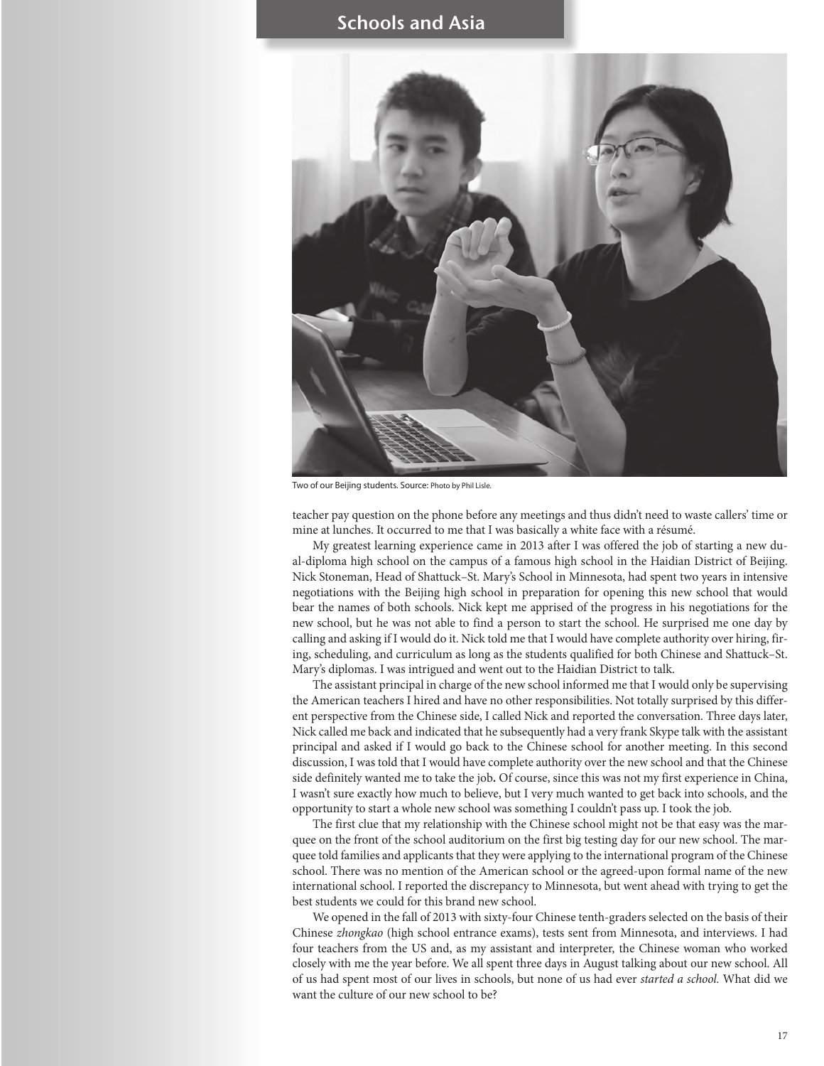Two of our Beijing students. Source: Photo by Phil Lisle.

teacher pay question on the phone before any meetings and thus didn't need to waste callers' time or mine at lunches. It occurred to me that I was basically a white face with a résumé.

My greatest learning experience came in 2013 after I was offered the job of starting a new dual-diploma high school on the campus of a famous high school in the Haidian District of Beijing. Nick Stoneman, Head of Shattuck–St. Mary's School in Minnesota, had spent two years in intensive negotiations with the Beijing high school in preparation for opening this new school that would bear the names of both schools. Nick kept me apprised of the progress in his negotiations for the new school, but he was not able to find a person to start the school. He surprised me one day by calling and asking if I would do it. Nick told me that I would have complete authority over hiring, firing, scheduling, and curriculum as long as the students qualified for both Chinese and Shattuck–St. Mary's diplomas. I was intrigued and went out to the Haidian District to talk.

The assistant principal in charge of the new school informed me that I would only be supervising the American teachers I hired and have no other responsibilities. Not totally surprised by this different perspective from the Chinese side, I called Nick and reported the conversation. Three days later, Nick called me back and indicated that he subsequently had a very frank Skype talk with the assistant principal and asked if I would go back to the Chinese school for another meeting. In this second discussion, I was told that I would have complete authority over the new school and that the Chinese side definitely wanted me to take the job**.** Of course, since this was not my first experience in China, I wasn't sure exactly how much to believe, but I very much wanted to get back into schools, and the opportunity to start a whole new school was something I couldn't pass up. I took the job.

The first clue that my relationship with the Chinese school might not be that easy was the marquee on the front of the school auditorium on the first big testing day for our new school. The marquee told families and applicants that they were applying to the international program of the Chinese school. There was no mention of the American school or the agreed-upon formal name of the new international school. I reported the discrepancy to Minnesota, but went ahead with trying to get the best students we could for this brand new school.

We opened in the fall of 2013 with sixty-four Chinese tenth-graders selected on the basis of their Chinese *zhongkao* (high school entrance exams), tests sent from Minnesota, and interviews. I had four teachers from the US and, as my assistant and interpreter, the Chinese woman who worked closely with me the year before. We all spent three days in August talking about our new school. All of us had spent most of our lives in schools, but none of us had ever *started a school.* What did we want the culture of our new school to be?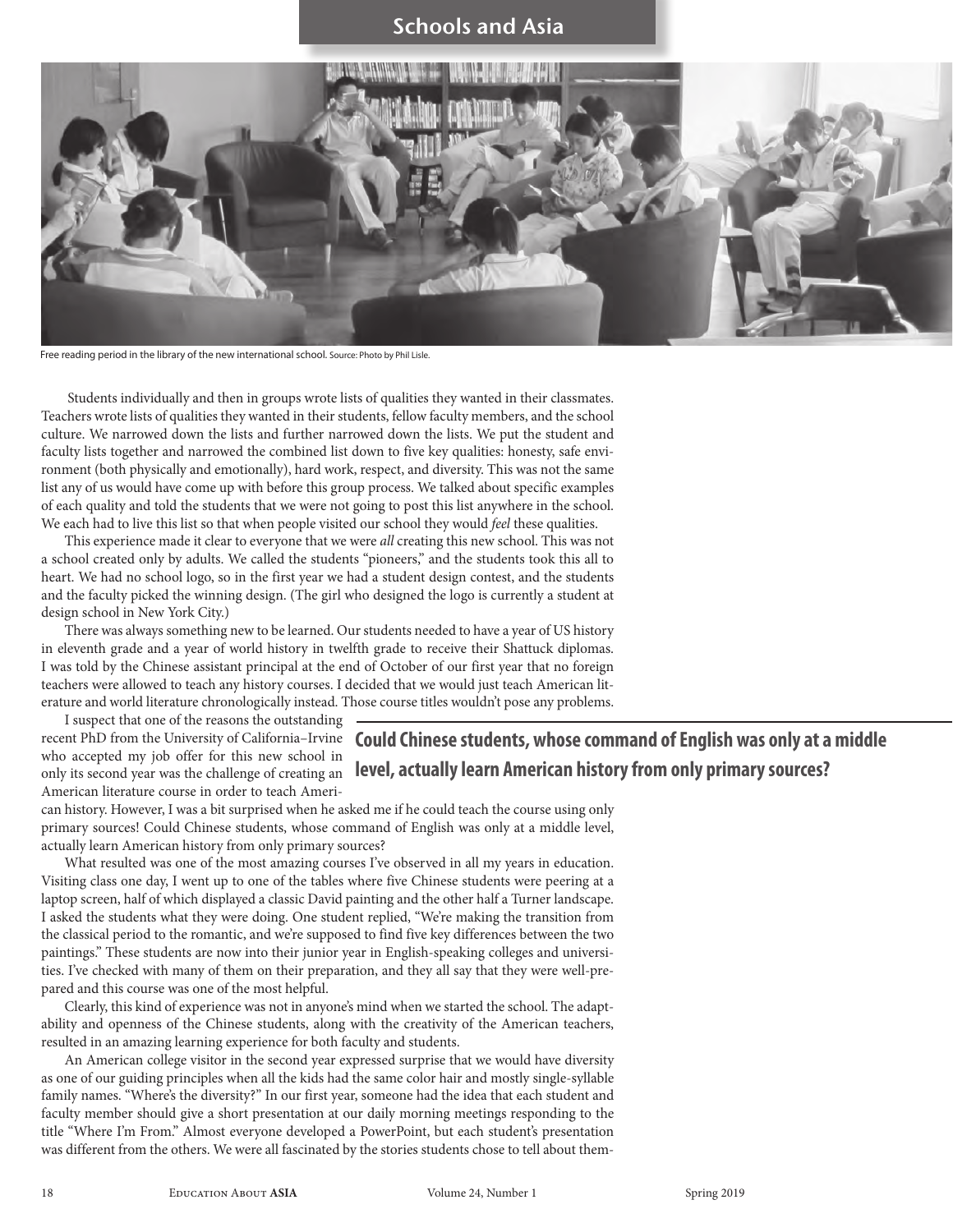Free reading period in the library of the new international school. Source: Photo by Phil Lisle.

Students individually and then in groups wrote lists of qualities they wanted in their classmates. Teachers wrote lists of qualities they wanted in their students, fellow faculty members, and the school culture. We narrowed down the lists and further narrowed down the lists. We put the student and faculty lists together and narrowed the combined list down to five key qualities: honesty, safe environment (both physically and emotionally), hard work, respect, and diversity. This was not the same list any of us would have come up with before this group process. We talked about specific examples of each quality and told the students that we were not going to post this list anywhere in the school. We each had to live this list so that when people visited our school they would *feel* these qualities.

This experience made it clear to everyone that we were *all* creating this new school. This was not a school created only by adults. We called the students "pioneers," and the students took this all to heart. We had no school logo, so in the first year we had a student design contest, and the students and the faculty picked the winning design. (The girl who designed the logo is currently a student at design school in New York City.)

There was always something new to be learned. Our students needed to have a year of US history in eleventh grade and a year of world history in twelfth grade to receive their Shattuck diplomas. I was told by the Chinese assistant principal at the end of October of our first year that no foreign teachers were allowed to teach any history courses. I decided that we would just teach American literature and world literature chronologically instead. Those course titles wouldn't pose any problems.

I suspect that one of the reasons the outstanding recent PhD from the University of California–Irvine who accepted my job offer for this new school in only its second year was the challenge of creating an American literature course in order to teach American history. However, I was a bit surprised when he asked me if he could teach the course using only primary sources! Could Chinese students, whose command of English was only at a middle level, actually learn American history from only primary sources?

**Could Chinese students, whose command of English was only at a middle level, actually learn American history from only primary sources?**

What resulted was one of the most amazing courses I've observed in all my years in education. Visiting class one day, I went up to one of the tables where five Chinese students were peering at a laptop screen, half of which displayed a classic David painting and the other half a Turner landscape. I asked the students what they were doing. One student replied, "We're making the transition from the classical period to the romantic, and we're supposed to find five key differences between the two paintings." These students are now into their junior year in English-speaking colleges and universities. I've checked with many of them on their preparation, and they all say that they were well-prepared and this course was one of the most helpful.

Clearly, this kind of experience was not in anyone's mind when we started the school. The adaptability and openness of the Chinese students, along with the creativity of the American teachers, resulted in an amazing learning experience for both faculty and students.

An American college visitor in the second year expressed surprise that we would have diversity as one of our guiding principles when all the kids had the same color hair and mostly single-syllable family names. "Where's the diversity?" In our first year, someone had the idea that each student and faculty member should give a short presentation at our daily morning meetings responding to the title "Where I'm From." Almost everyone developed a PowerPoint, but each student's presentation was different from the others. We were all fascinated by the stories students chose to tell about them-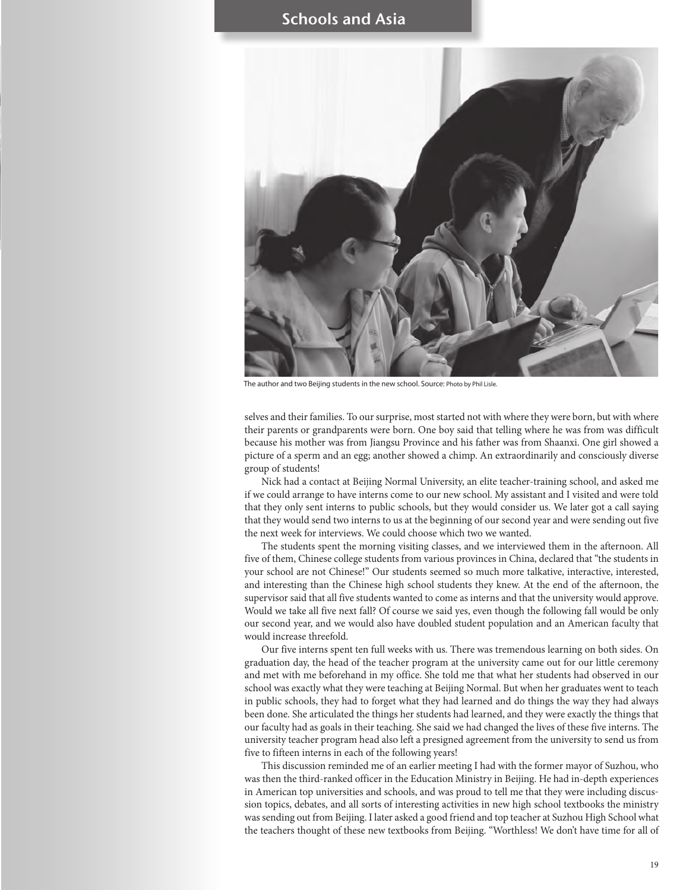The author and two Beijing students in the new school. Source: Photo by Phil Lisle.

selves and their families. To our surprise, most started not with where they were born, but with where their parents or grandparents were born. One boy said that telling where he was from was difficult because his mother was from Jiangsu Province and his father was from Shaanxi. One girl showed a picture of a sperm and an egg; another showed a chimp. An extraordinarily and consciously diverse group of students!

Nick had a contact at Beijing Normal University, an elite teacher-training school, and asked me if we could arrange to have interns come to our new school. My assistant and I visited and were told that they only sent interns to public schools, but they would consider us. We later got a call saying that they would send two interns to us at the beginning of our second year and were sending out five the next week for interviews. We could choose which two we wanted.

The students spent the morning visiting classes, and we interviewed them in the afternoon. All five of them, Chinese college students from various provinces in China, declared that "the students in your school are not Chinese!" Our students seemed so much more talkative, interactive, interested, and interesting than the Chinese high school students they knew. At the end of the afternoon, the supervisor said that all five students wanted to come as interns and that the university would approve. Would we take all five next fall? Of course we said yes, even though the following fall would be only our second year, and we would also have doubled student population and an American faculty that would increase threefold.

Our five interns spent ten full weeks with us. There was tremendous learning on both sides. On graduation day, the head of the teacher program at the university came out for our little ceremony and met with me beforehand in my office. She told me that what her students had observed in our school was exactly what they were teaching at Beijing Normal. But when her graduates went to teach in public schools, they had to forget what they had learned and do things the way they had always been done. She articulated the things her students had learned, and they were exactly the things that our faculty had as goals in their teaching. She said we had changed the lives of these five interns. The university teacher program head also left a presigned agreement from the university to send us from five to fifteen interns in each of the following years!

This discussion reminded me of an earlier meeting I had with the former mayor of Suzhou, who was then the third-ranked officer in the Education Ministry in Beijing. He had in-depth experiences in American top universities and schools, and was proud to tell me that they were including discussion topics, debates, and all sorts of interesting activities in new high school textbooks the ministry was sending out from Beijing. I later asked a good friend and top teacher at Suzhou High School what the teachers thought of these new textbooks from Beijing. "Worthless! We don't have time for all of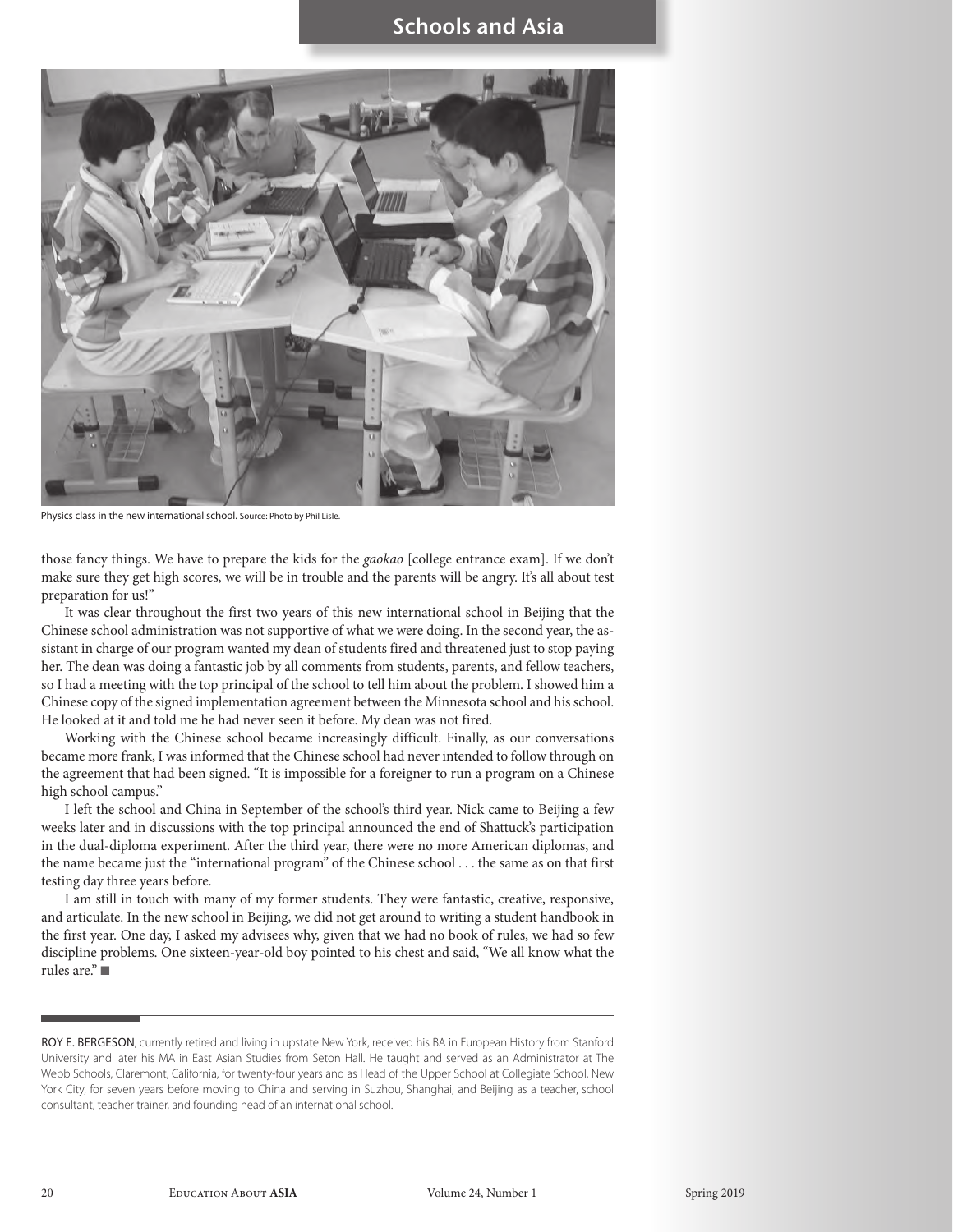Physics class in the new international school. Source: Photo by Phil Lisle.

those fancy things. We have to prepare the kids for the *gaokao* [college entrance exam]. If we don't make sure they get high scores, we will be in trouble and the parents will be angry. It's all about test preparation for us!"

It was clear throughout the first two years of this new international school in Beijing that the Chinese school administration was not supportive of what we were doing. In the second year, the assistant in charge of our program wanted my dean of students fired and threatened just to stop paying her. The dean was doing a fantastic job by all comments from students, parents, and fellow teachers, so I had a meeting with the top principal of the school to tell him about the problem. I showed him a Chinese copy of the signed implementation agreement between the Minnesota school and his school. He looked at it and told me he had never seen it before. My dean was not fired.

Working with the Chinese school became increasingly difficult. Finally, as our conversations became more frank, I was informed that the Chinese school had never intended to follow through on the agreement that had been signed. "It is impossible for a foreigner to run a program on a Chinese high school campus."

I left the school and China in September of the school's third year. Nick came to Beijing a few weeks later and in discussions with the top principal announced the end of Shattuck's participation in the dual-diploma experiment. After the third year, there were no more American diplomas, and the name became just the "international program" of the Chinese school . . . the same as on that first testing day three years before.

I am still in touch with many of my former students. They were fantastic, creative, responsive, and articulate. In the new school in Beijing, we did not get around to writing a student handbook in the first year. One day, I asked my advisees why, given that we had no book of rules, we had so few discipline problems. One sixteen-year-old boy pointed to his chest and said, "We all know what the rules are." ■

---

ROY E. BERGESON, currently retired and living in upstate New York, received his BA in European History from Stanford University and later his MA in East Asian Studies from Seton Hall. He taught and served as an Administrator at The Webb Schools, Claremont, California, for twenty-four years and as Head of the Upper School at Collegiate School, New York City, for seven years before moving to China and serving in Suzhou, Shanghai, and Beijing as a teacher, school consultant, teacher trainer, and founding head of an international school.